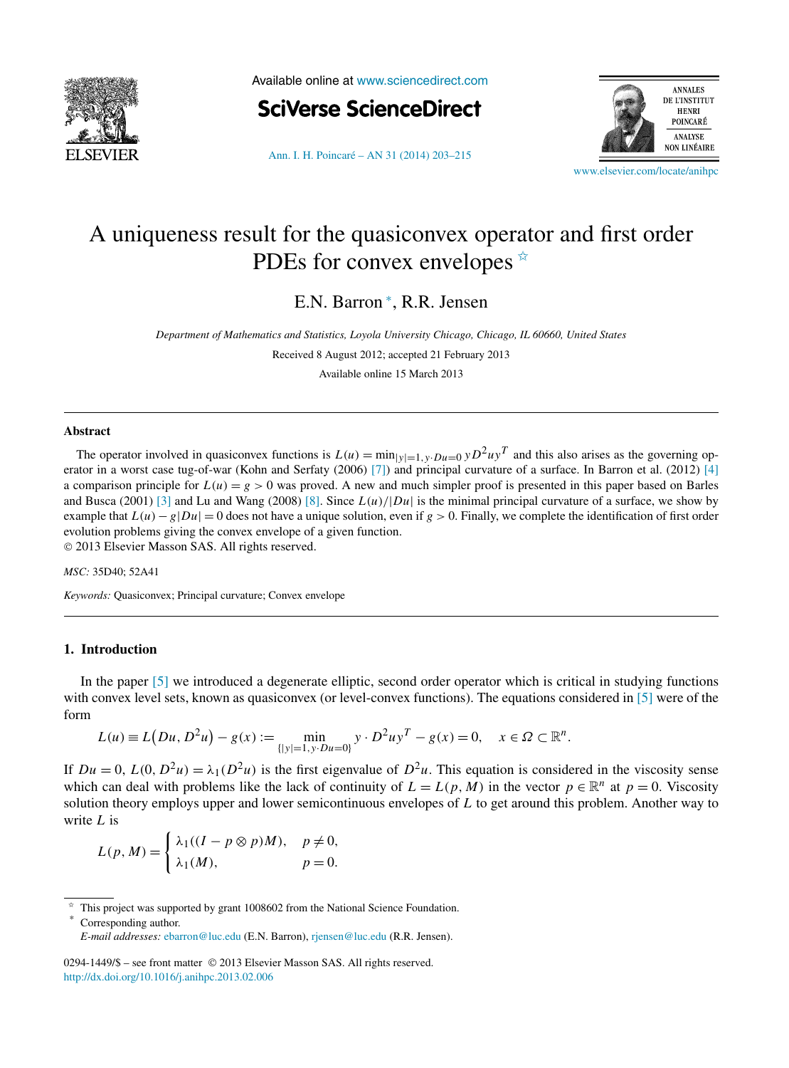# A uniqueness result for the quasiconvex operator and first order PDEs for convex envelopes ☆

E.N. Barron *, R.R. Jensen

*Department of Mathematics and Statistics, Loyola University Chicago, Chicago, IL 60660, United States*

Received 8 August 2012; accepted 21 February 2013

Available online 15 March 2013

## Abstract

The operator involved in quasiconvex functions is $L(u) = \min_{|y|=1, y\cdot Du=0} yD^2uy^T$ and this also arises as the governing operator in a worst case tug-of-war (Kohn and Serfaty (2006) [7]) and principal curvature of a surface. In Barron et al. (2012) [4] a comparison principle for $L(u) = g > 0$ was proved. A new and much simpler proof is presented in this paper based on Barles and Busca (2001) [3] and Lu and Wang (2008) [8]. Since $L(u)/|Du|$ is the minimal principal curvature of a surface, we show by example that $L(u) - g|Du| = 0$ does not have a unique solution, even if $g > 0$. Finally, we complete the identification of first order evolution problems giving the convex envelope of a given function.

© 2013 Elsevier Masson SAS. All rights reserved.

*MSC:* 35D40; 52A41

*Keywords:* Quasiconvex; Principal curvature; Convex envelope

## 1. Introduction

In the paper [5] we introduced a degenerate elliptic, second order operator which is critical in studying functions with convex level sets, known as quasiconvex (or level-convex functions). The equations considered in [5] were of the form

$$L(u) \equiv L\big(Du, D^2u\big) - g(x) := \min_{\{|y|=1, y\cdot Du=0\}} y \cdot D^2uy^T - g(x) = 0, \quad x \in \Omega \subset \mathbb{R}^n.$$

If $Du = 0$, $L(0, D^2u) = \lambda_1(D^2u)$ is the first eigenvalue of $D^2u$. This equation is considered in the viscosity sense which can deal with problems like the lack of continuity of $L = L(p, M)$ in the vector $p \in \mathbb{R}^n$ at $p = 0$. Viscosity solution theory employs upper and lower semicontinuous envelopes of $L$ to get around this problem. Another way to write $L$ is

$$L(p, M) = \begin{cases} \lambda_1((I - p \otimes p)M), & p \neq 0, \\ \lambda_1(M), & p = 0. \end{cases}$$

☆ This project was supported by grant 1008602 from the National Science Foundation.

* Corresponding author.

*E-mail addresses:* ebarron@luc.edu (E.N. Barron), rjensen@luc.edu (R.R. Jensen).

0294-1449/$ – see front matter © 2013 Elsevier Masson SAS. All rights reserved.
http://dx.doi.org/10.1016/j.anihpc.2013.02.006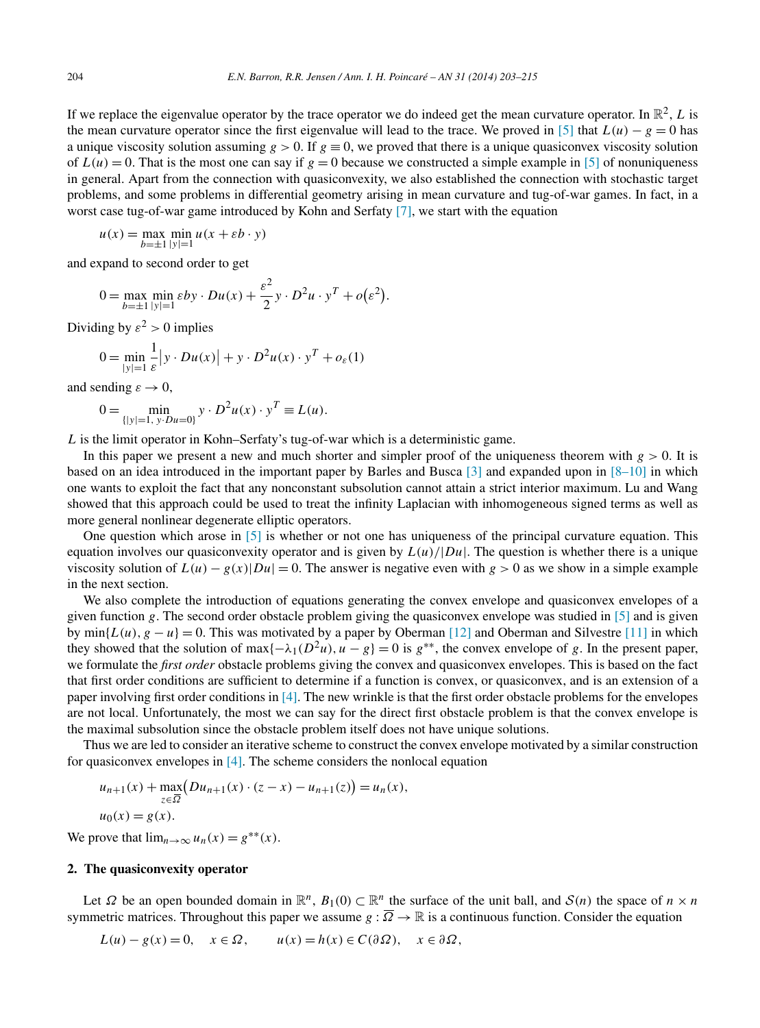If we replace the eigenvalue operator by the trace operator we do indeed get the mean curvature operator. In $\mathbb{R}^2$, $L$ is the mean curvature operator since the first eigenvalue will lead to the trace. We proved in [5] that $L(u) - g = 0$ has a unique viscosity solution assuming $g > 0$. If $g \equiv 0$, we proved that there is a unique quasiconvex viscosity solution of $L(u) = 0$. That is the most one can say if $g = 0$ because we constructed a simple example in [5] of nonuniqueness in general. Apart from the connection with quasiconvexity, we also established the connection with stochastic target problems, and some problems in differential geometry arising in mean curvature and tug-of-war games. In fact, in a worst case tug-of-war game introduced by Kohn and Serfaty [7], we start with the equation

$$u(x) = \max_{b=\pm 1} \min_{|y|=1} u(x + \varepsilon b \cdot y)$$

and expand to second order to get

$$0 = \max_{b=\pm 1} \min_{|y|=1} \varepsilon b y \cdot Du(x) + \frac{\varepsilon^2}{2} y \cdot D^2 u \cdot y^T + o(\varepsilon^2).$$

Dividing by $\varepsilon^2 > 0$ implies

$$0 = \min_{|y|=1} \frac{1}{\varepsilon} \left| y \cdot Du(x) \right| + y \cdot D^2 u(x) \cdot y^T + o_\varepsilon(1)$$

and sending $\varepsilon \to 0$,

$$0 = \min_{\{|y|=1,\, y \cdot Du = 0\}} y \cdot D^2 u(x) \cdot y^T \equiv L(u).$$

$L$ is the limit operator in Kohn–Serfaty's tug-of-war which is a deterministic game.

In this paper we present a new and much shorter and simpler proof of the uniqueness theorem with $g > 0$. It is based on an idea introduced in the important paper by Barles and Busca [3] and expanded upon in [8–10] in which one wants to exploit the fact that any nonconstant subsolution cannot attain a strict interior maximum. Lu and Wang showed that this approach could be used to treat the infinity Laplacian with inhomogeneous signed terms as well as more general nonlinear degenerate elliptic operators.

One question which arose in [5] is whether or not one has uniqueness of the principal curvature equation. This equation involves our quasiconvexity operator and is given by $L(u)/|Du|$. The question is whether there is a unique viscosity solution of $L(u) - g(x)|Du| = 0$. The answer is negative even with $g > 0$ as we show in a simple example in the next section.

We also complete the introduction of equations generating the convex envelope and quasiconvex envelopes of a given function $g$. The second order obstacle problem giving the quasiconvex envelope was studied in [5] and is given by $\min\{L(u), g - u\} = 0$. This was motivated by a paper by Oberman [12] and Oberman and Silvestre [11] in which they showed that the solution of $\max\{-\lambda_1(D^2 u), u - g\} = 0$ is $g^{**}$, the convex envelope of $g$. In the present paper, we formulate the *first order* obstacle problems giving the convex and quasiconvex envelopes. This is based on the fact that first order conditions are sufficient to determine if a function is convex, or quasiconvex, and is an extension of a paper involving first order conditions in [4]. The new wrinkle is that the first order obstacle problems for the envelopes are not local. Unfortunately, the most we can say for the direct first obstacle problem is that the convex envelope is the maximal subsolution since the obstacle problem itself does not have unique solutions.

Thus we are led to consider an iterative scheme to construct the convex envelope motivated by a similar construction for quasiconvex envelopes in [4]. The scheme considers the nonlocal equation

$$u_{n+1}(x) + \max_{z \in \overline{\Omega}} \big( Du_{n+1}(x) \cdot (z - x) - u_{n+1}(z) \big) = u_n(x),$$

$$u_0(x) = g(x).$$

We prove that $\lim_{n\to\infty} u_n(x) = g^{**}(x)$.

## 2. The quasiconvexity operator

Let $\Omega$ be an open bounded domain in $\mathbb{R}^n$, $B_1(0) \subset \mathbb{R}^n$ the surface of the unit ball, and $\mathcal{S}(n)$ the space of $n \times n$ symmetric matrices. Throughout this paper we assume $g : \overline{\Omega} \to \mathbb{R}$ is a continuous function. Consider the equation

$$L(u) - g(x) = 0, \quad x \in \Omega, \qquad u(x) = h(x) \in C(\partial\Omega), \quad x \in \partial\Omega,$$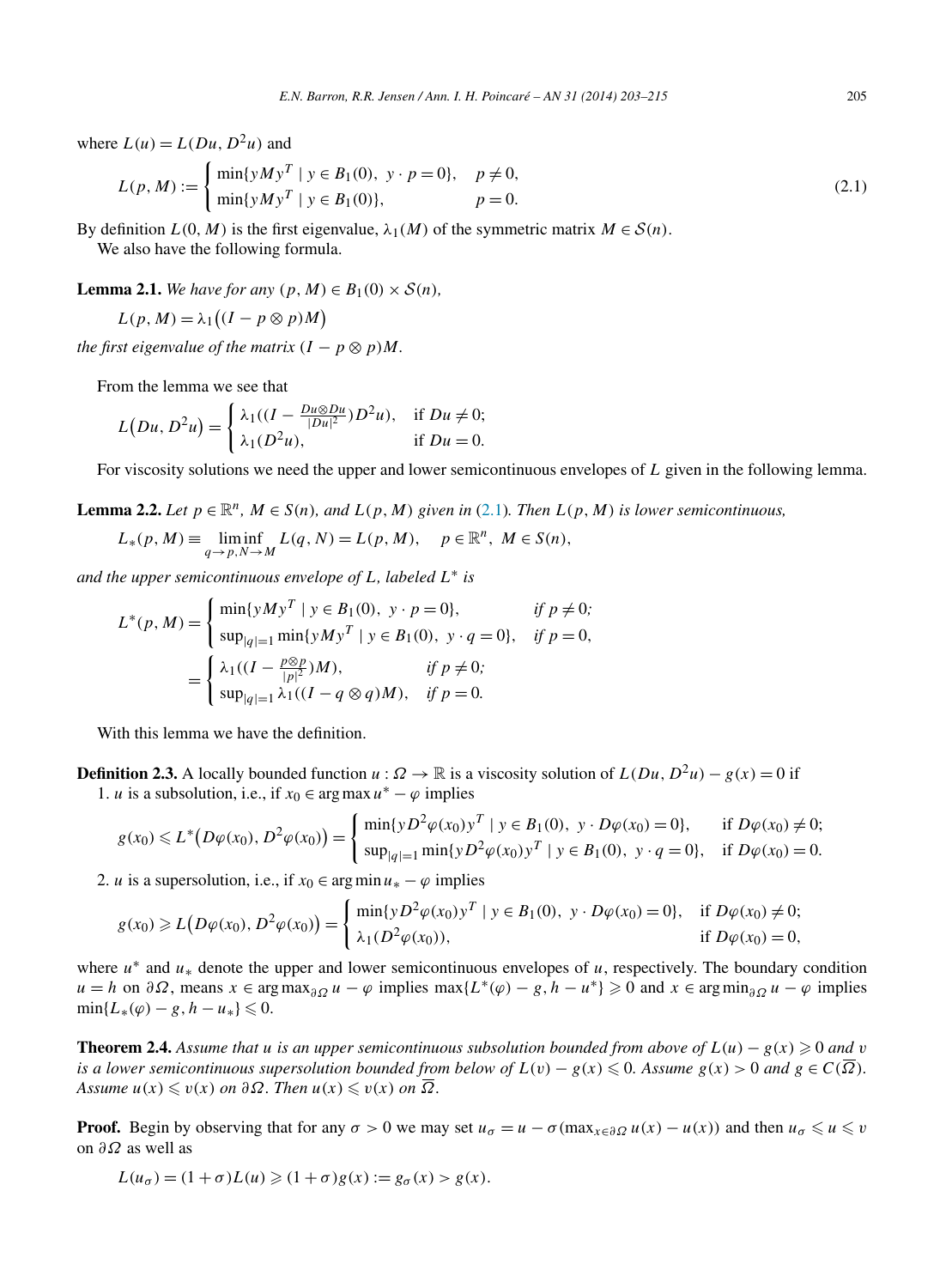where $L(u) = L(Du, D^2u)$ and

$$L(p, M) := \begin{cases} \min\{yMy^T \mid y \in B_1(0),\ y \cdot p = 0\}, & p \neq 0, \\ \min\{yMy^T \mid y \in B_1(0)\}, & p = 0. \end{cases} \tag{2.1}$$

By definition $L(0, M)$ is the first eigenvalue, $\lambda_1(M)$ of the symmetric matrix $M \in \mathcal{S}(n)$.

We also have the following formula.

**Lemma 2.1.** *We have for any $(p, M) \in B_1(0) \times \mathcal{S}(n)$,*

$$L(p, M) = \lambda_1\big((I - p \otimes p)M\big)$$

*the first eigenvalue of the matrix $(I - p \otimes p)M$.*

From the lemma we see that

$$L\big(Du, D^2u\big) = \begin{cases} \lambda_1((I - \frac{Du \otimes Du}{|Du|^2})D^2u), & \text{if } Du \neq 0; \\ \lambda_1(D^2u), & \text{if } Du = 0. \end{cases}$$

For viscosity solutions we need the upper and lower semicontinuous envelopes of $L$ given in the following lemma.

**Lemma 2.2.** *Let $p \in \mathbb{R}^n$, $M \in S(n)$, and $L(p, M)$ given in (2.1). Then $L(p, M)$ is lower semicontinuous,*

$$L_*(p, M) \equiv \liminf_{q \to p, N \to M} L(q, N) = L(p, M), \quad p \in \mathbb{R}^n,\ M \in S(n),$$

*and the upper semicontinuous envelope of $L$, labeled $L^*$ is*

$$\begin{aligned} L^*(p, M) &= \begin{cases} \min\{yMy^T \mid y \in B_1(0),\ y \cdot p = 0\}, & \text{if } p \neq 0; \\ \sup_{|q|=1} \min\{yMy^T \mid y \in B_1(0),\ y \cdot q = 0\}, & \text{if } p = 0, \end{cases} \\ &= \begin{cases} \lambda_1((I - \frac{p \otimes p}{|p|^2})M), & \text{if } p \neq 0; \\ \sup_{|q|=1} \lambda_1((I - q \otimes q)M), & \text{if } p = 0. \end{cases} \end{aligned}$$

With this lemma we have the definition.

**Definition 2.3.** A locally bounded function $u : \Omega \to \mathbb{R}$ is a viscosity solution of $L(Du, D^2u) - g(x) = 0$ if

1. $u$ is a subsolution, i.e., if $x_0 \in \arg\max u^* - \varphi$ implies

$$g(x_0) \leqslant L^*\big(D\varphi(x_0), D^2\varphi(x_0)\big) = \begin{cases} \min\{yD^2\varphi(x_0)y^T \mid y \in B_1(0),\ y \cdot D\varphi(x_0) = 0\}, & \text{if } D\varphi(x_0) \neq 0; \\ \sup_{|q|=1} \min\{yD^2\varphi(x_0)y^T \mid y \in B_1(0),\ y \cdot q = 0\}, & \text{if } D\varphi(x_0) = 0. \end{cases}$$

2. $u$ is a supersolution, i.e., if $x_0 \in \arg\min u_* - \varphi$ implies

$$g(x_0) \geqslant L\big(D\varphi(x_0), D^2\varphi(x_0)\big) = \begin{cases} \min\{yD^2\varphi(x_0)y^T \mid y \in B_1(0),\ y \cdot D\varphi(x_0) = 0\}, & \text{if } D\varphi(x_0) \neq 0; \\ \lambda_1(D^2\varphi(x_0)), & \text{if } D\varphi(x_0) = 0, \end{cases}$$

where $u^*$ and $u_*$ denote the upper and lower semicontinuous envelopes of $u$, respectively. The boundary condition $u = h$ on $\partial\Omega$, means $x \in \arg\max_{\partial\Omega} u - \varphi$ implies $\max\{L^*(\varphi) - g, h - u^*\} \geqslant 0$ and $x \in \arg\min_{\partial\Omega} u - \varphi$ implies $\min\{L_*(\varphi) - g, h - u_*\} \leqslant 0$.

**Theorem 2.4.** *Assume that $u$ is an upper semicontinuous subsolution bounded from above of $L(u) - g(x) \geqslant 0$ and $v$ is a lower semicontinuous supersolution bounded from below of $L(v) - g(x) \leqslant 0$. Assume $g(x) > 0$ and $g \in C(\overline{\Omega})$. Assume $u(x) \leqslant v(x)$ on $\partial\Omega$. Then $u(x) \leqslant v(x)$ on $\overline{\Omega}$.*

**Proof.** Begin by observing that for any $\sigma > 0$ we may set $u_\sigma = u - \sigma(\max_{x \in \partial\Omega} u(x) - u(x))$ and then $u_\sigma \leqslant u \leqslant v$ on $\partial\Omega$ as well as

$$L(u_\sigma) = (1 + \sigma)L(u) \geqslant (1 + \sigma)g(x) := g_\sigma(x) > g(x).$$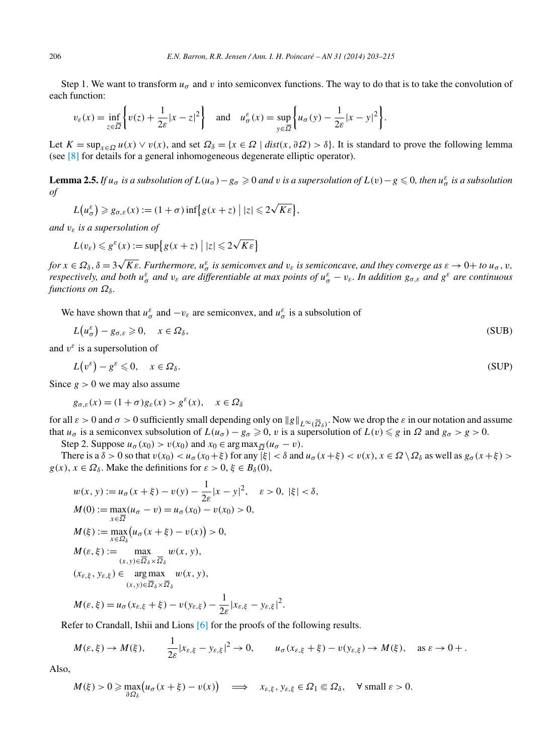Step 1. We want to transform $u_\sigma$ and $v$ into semiconvex functions. The way to do that is to take the convolution of each function:

$$v_\varepsilon(x) = \inf_{z\in\overline{\Omega}}\left\{v(z) + \frac{1}{2\varepsilon}|x-z|^2\right\} \quad \text{and} \quad u_\sigma^\varepsilon(x) = \sup_{y\in\overline{\Omega}}\left\{u_\sigma(y) - \frac{1}{2\varepsilon}|x-y|^2\right\}.$$

Let $K = \sup_{x\in\Omega} u(x) \vee v(x)$, and set $\Omega_\delta = \{x \in \Omega \mid dist(x, \partial\Omega) > \delta\}$. It is standard to prove the following lemma (see [8] for details for a general inhomogeneous degenerate elliptic operator).

**Lemma 2.5.** *If $u_\sigma$ is a subsolution of $L(u_\sigma) - g_\sigma \geqslant 0$ and $v$ is a supersolution of $L(v) - g \leqslant 0$, then $u_\sigma^\varepsilon$ is a subsolution of*

$$L(u_\sigma^\varepsilon) \geqslant g_{\sigma,\varepsilon}(x) := (1+\sigma)\inf\{g(x+z) \mid |z| \leqslant 2\sqrt{K\varepsilon}\},$$

*and $v_\varepsilon$ is a supersolution of*

$$L(v_\varepsilon) \leqslant g^\varepsilon(x) := \sup\{g(x+z) \mid |z| \leqslant 2\sqrt{K\varepsilon}\}$$

*for $x \in \Omega_\delta$, $\delta = 3\sqrt{K\varepsilon}$. Furthermore, $u_\sigma^\varepsilon$ is semiconvex and $v_\varepsilon$ is semiconcave, and they converge as $\varepsilon \to 0+$ to $u_\sigma$, $v$, respectively, and both $u_\sigma^\varepsilon$ and $v_\varepsilon$ are differentiable at max points of $u_\sigma^\varepsilon - v_\varepsilon$. In addition $g_{\sigma,\varepsilon}$ and $g^\varepsilon$ are continuous functions on $\Omega_\delta$.*

We have shown that $u_\sigma^\varepsilon$ and $-v_\varepsilon$ are semiconvex, and $u_\sigma^\varepsilon$ is a subsolution of

$$L(u_\sigma^\varepsilon) - g_{\sigma,\varepsilon} \geqslant 0, \quad x \in \Omega_\delta, \tag{SUB}$$

and $v^\varepsilon$ is a supersolution of

$$L(v^\varepsilon) - g^\varepsilon \leqslant 0, \quad x \in \Omega_\delta. \tag{SUP}$$

Since $g > 0$ we may also assume

$$g_{\sigma,\varepsilon}(x) = (1+\sigma)g_\varepsilon(x) > g^\varepsilon(x), \quad x \in \Omega_\delta$$

for all $\varepsilon > 0$ and $\sigma > 0$ sufficiently small depending only on $\|g\|_{L^\infty(\overline{\Omega}_\delta)}$. Now we drop the $\varepsilon$ in our notation and assume that $u_\sigma$ is a semiconvex subsolution of $L(u_\sigma) - g_\sigma \geqslant 0$, $v$ is a supersolution of $L(v) \leqslant g$ in $\Omega$ and $g_\sigma > g > 0$.

Step 2. Suppose $u_\sigma(x_0) > v(x_0)$ and $x_0 \in \arg\max_{\overline{\Omega}}(u_\sigma - v)$.

There is a $\delta > 0$ so that $v(x_0) < u_\sigma(x_0+\xi)$ for any $|\xi| < \delta$ and $u_\sigma(x+\xi) < v(x)$, $x \in \Omega \setminus \Omega_\delta$ as well as $g_\sigma(x+\xi) > g(x)$, $x \in \Omega_\delta$. Make the definitions for $\varepsilon > 0$, $\xi \in B_\delta(0)$,

$$w(x,y) := u_\sigma(x+\xi) - v(y) - \frac{1}{2\varepsilon}|x-y|^2, \quad \varepsilon > 0,\ |\xi| < \delta,$$

$$M(0) := \max_{x\in\overline{\Omega}}(u_\sigma - v) = u_\sigma(x_0) - v(x_0) > 0,$$

$$M(\xi) := \max_{x\in\Omega_\delta}\big(u_\sigma(x+\xi) - v(x)\big) > 0,$$

$$M(\varepsilon,\xi) := \max_{(x,y)\in\overline{\Omega}_\delta\times\overline{\Omega}_\delta} w(x,y),$$

$$(x_{\varepsilon,\xi}, y_{\varepsilon,\xi}) \in \arg\max_{(x,y)\in\overline{\Omega}_\delta\times\overline{\Omega}_\delta} w(x,y),$$

$$M(\varepsilon,\xi) = u_\sigma(x_{\varepsilon,\xi}+\xi) - v(y_{\varepsilon,\xi}) - \frac{1}{2\varepsilon}|x_{\varepsilon,\xi} - y_{\varepsilon,\xi}|^2.$$

Refer to Crandall, Ishii and Lions [6] for the proofs of the following results.

$$M(\varepsilon,\xi) \to M(\xi), \qquad \frac{1}{2\varepsilon}|x_{\varepsilon,\xi} - y_{\varepsilon,\xi}|^2 \to 0, \qquad u_\sigma(x_{\varepsilon,\xi}+\xi) - v(y_{\varepsilon,\xi}) \to M(\xi), \quad \text{as } \varepsilon \to 0+.$$

Also,

$$M(\xi) > 0 \geqslant \max_{\partial\Omega_\delta}\big(u_\sigma(x+\xi) - v(x)\big) \quad \Longrightarrow \quad x_{\varepsilon,\xi}, y_{\varepsilon,\xi} \in \Omega_1 \Subset \Omega_\delta, \quad \forall \text{ small } \varepsilon > 0.$$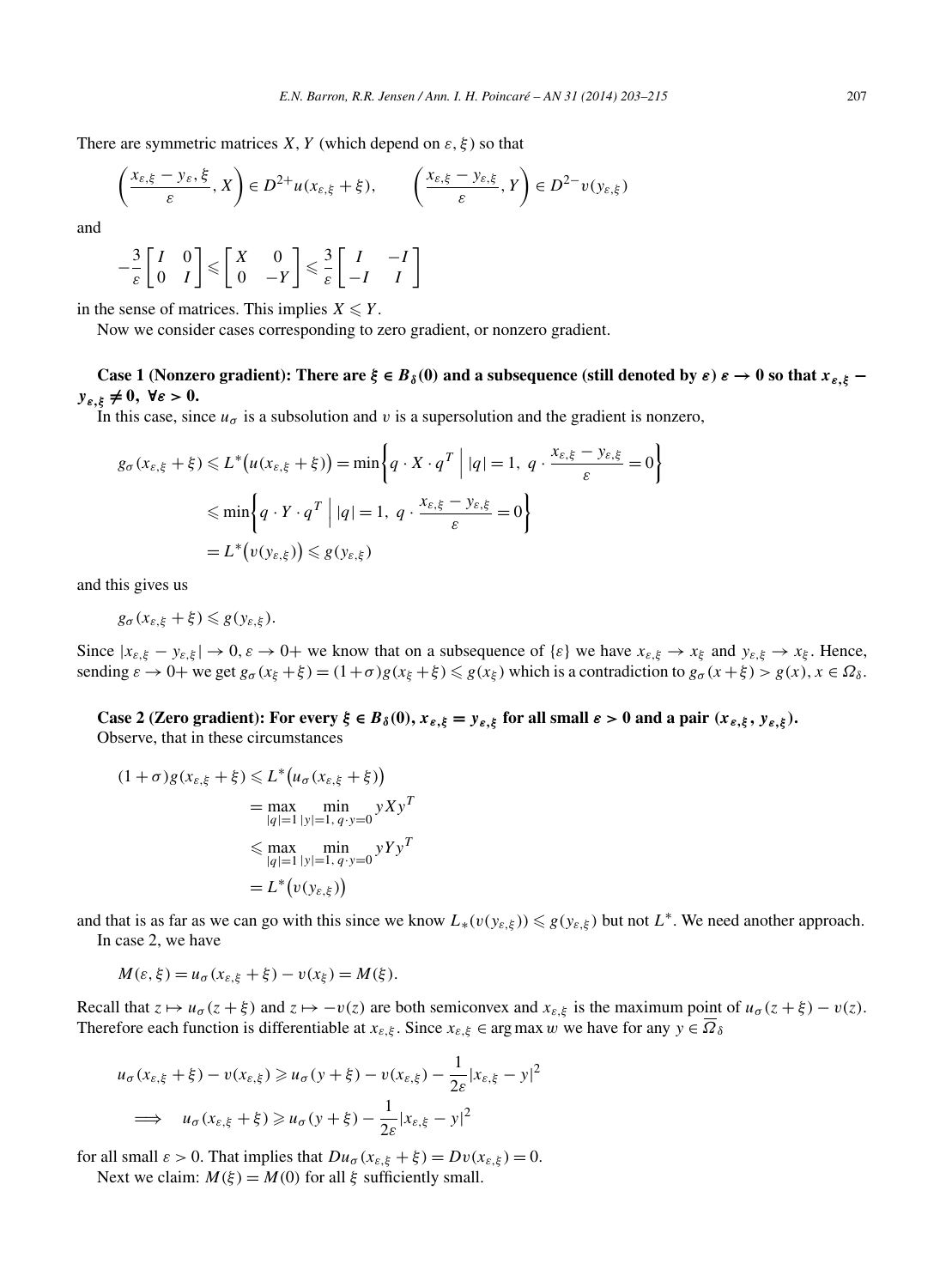There are symmetric matrices $X, Y$ (which depend on $\varepsilon, \xi$) so that

$$\left(\frac{x_{\varepsilon,\xi} - y_{\varepsilon,\xi}}{\varepsilon}, X\right) \in D^{2+}u(x_{\varepsilon,\xi} + \xi), \qquad \left(\frac{x_{\varepsilon,\xi} - y_{\varepsilon,\xi}}{\varepsilon}, Y\right) \in D^{2-}v(y_{\varepsilon,\xi})$$

and

$$-\frac{3}{\varepsilon}\begin{bmatrix} I & 0 \\ 0 & I \end{bmatrix} \leqslant \begin{bmatrix} X & 0 \\ 0 & -Y \end{bmatrix} \leqslant \frac{3}{\varepsilon}\begin{bmatrix} I & -I \\ -I & I \end{bmatrix}$$

in the sense of matrices. This implies $X \leqslant Y$.

Now we consider cases corresponding to zero gradient, or nonzero gradient.

**Case 1 (Nonzero gradient): There are $\xi \in B_\delta(0)$ and a subsequence (still denoted by $\varepsilon$) $\varepsilon \to 0$ so that $x_{\varepsilon,\xi} - y_{\varepsilon,\xi} \neq 0$, $\forall \varepsilon > 0$.**

In this case, since $u_\sigma$ is a subsolution and $v$ is a supersolution and the gradient is nonzero,

$$\begin{aligned} g_\sigma(x_{\varepsilon,\xi} + \xi) &\leqslant L^*\big(u(x_{\varepsilon,\xi} + \xi)\big) = \min\left\{ q \cdot X \cdot q^T \;\middle|\; |q| = 1,\ q \cdot \frac{x_{\varepsilon,\xi} - y_{\varepsilon,\xi}}{\varepsilon} = 0 \right\} \\ &\leqslant \min\left\{ q \cdot Y \cdot q^T \;\middle|\; |q| = 1,\ q \cdot \frac{x_{\varepsilon,\xi} - y_{\varepsilon,\xi}}{\varepsilon} = 0 \right\} \\ &= L^*\big(v(y_{\varepsilon,\xi})\big) \leqslant g(y_{\varepsilon,\xi}) \end{aligned}$$

and this gives us

$$g_\sigma(x_{\varepsilon,\xi} + \xi) \leqslant g(y_{\varepsilon,\xi}).$$

Since $|x_{\varepsilon,\xi} - y_{\varepsilon,\xi}| \to 0$, $\varepsilon \to 0+$ we know that on a subsequence of $\{\varepsilon\}$ we have $x_{\varepsilon,\xi} \to x_\xi$ and $y_{\varepsilon,\xi} \to x_\xi$. Hence, sending $\varepsilon \to 0+$ we get $g_\sigma(x_\xi + \xi) = (1+\sigma)g(x_\xi + \xi) \leqslant g(x_\xi)$ which is a contradiction to $g_\sigma(x + \xi) > g(x)$, $x \in \Omega_\delta$.

**Case 2 (Zero gradient): For every $\xi \in B_\delta(0)$, $x_{\varepsilon,\xi} = y_{\varepsilon,\xi}$ for all small $\varepsilon > 0$ and a pair $(x_{\varepsilon,\xi}, y_{\varepsilon,\xi})$.**

Observe, that in these circumstances

$$\begin{aligned} (1+\sigma)g(x_{\varepsilon,\xi} + \xi) &\leqslant L^*\big(u_\sigma(x_{\varepsilon,\xi} + \xi)\big) \\ &= \max_{|q|=1} \min_{|y|=1,\, q \cdot y = 0} y X y^T \\ &\leqslant \max_{|q|=1} \min_{|y|=1,\, q \cdot y = 0} y Y y^T \\ &= L^*\big(v(y_{\varepsilon,\xi})\big) \end{aligned}$$

and that is as far as we can go with this since we know $L_*(v(y_{\varepsilon,\xi})) \leqslant g(y_{\varepsilon,\xi})$ but not $L^*$. We need another approach.

In case 2, we have

$$M(\varepsilon, \xi) = u_\sigma(x_{\varepsilon,\xi} + \xi) - v(x_\xi) = M(\xi).$$

Recall that $z \mapsto u_\sigma(z + \xi)$ and $z \mapsto -v(z)$ are both semiconvex and $x_{\varepsilon,\xi}$ is the maximum point of $u_\sigma(z+\xi) - v(z)$. Therefore each function is differentiable at $x_{\varepsilon,\xi}$. Since $x_{\varepsilon,\xi} \in \arg\max w$ we have for any $y \in \overline{\Omega}_\delta$

$$\begin{aligned} & u_\sigma(x_{\varepsilon,\xi} + \xi) - v(x_{\varepsilon,\xi}) \geqslant u_\sigma(y + \xi) - v(x_{\varepsilon,\xi}) - \frac{1}{2\varepsilon}|x_{\varepsilon,\xi} - y|^2 \\ \implies\quad & u_\sigma(x_{\varepsilon,\xi} + \xi) \geqslant u_\sigma(y + \xi) - \frac{1}{2\varepsilon}|x_{\varepsilon,\xi} - y|^2 \end{aligned}$$

for all small $\varepsilon > 0$. That implies that $Du_\sigma(x_{\varepsilon,\xi} + \xi) = Dv(x_{\varepsilon,\xi}) = 0$.

Next we claim: $M(\xi) = M(0)$ for all $\xi$ sufficiently small.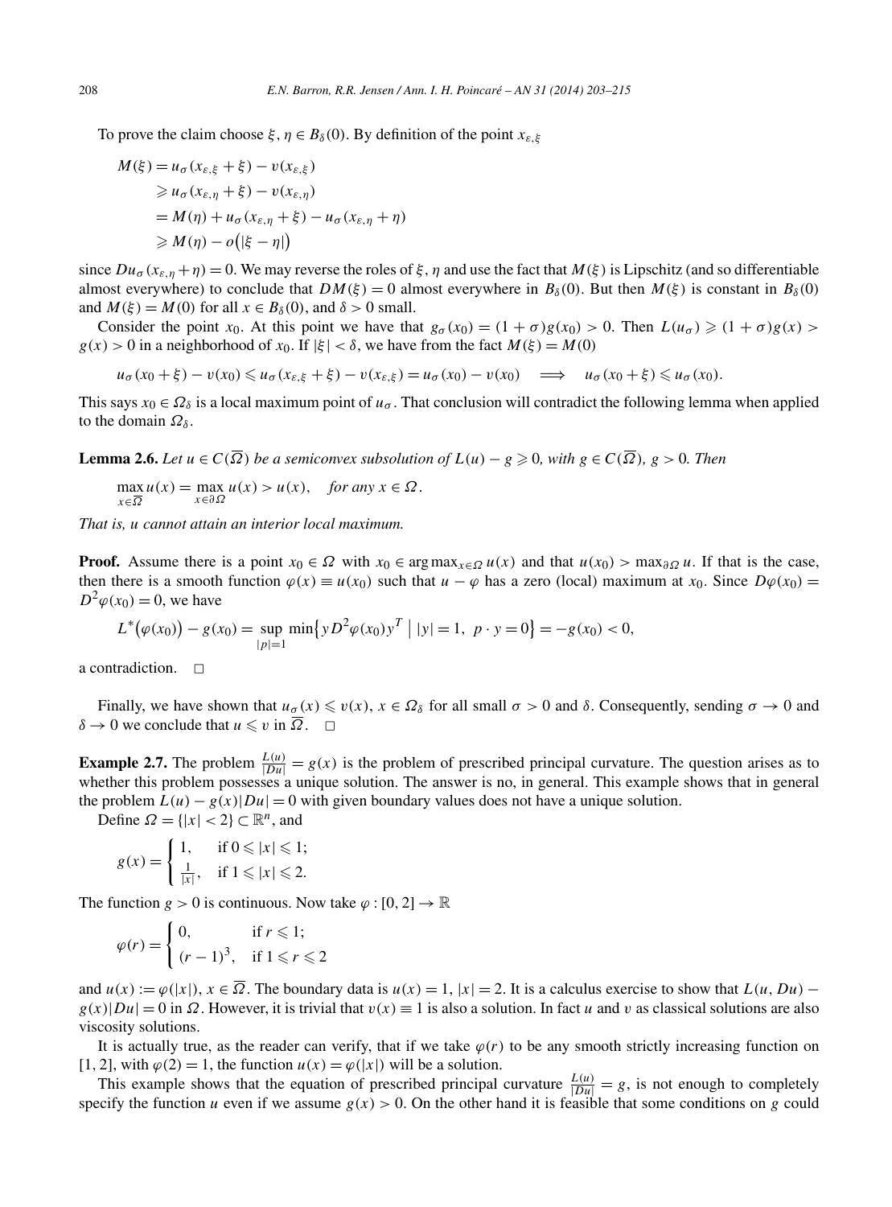To prove the claim choose $\xi, \eta \in B_\delta(0)$. By definition of the point $x_{\varepsilon,\xi}$

$$
\begin{aligned}
M(\xi) &= u_\sigma(x_{\varepsilon,\xi} + \xi) - v(x_{\varepsilon,\xi}) \\
&\geqslant u_\sigma(x_{\varepsilon,\eta} + \xi) - v(x_{\varepsilon,\eta}) \\
&= M(\eta) + u_\sigma(x_{\varepsilon,\eta} + \xi) - u_\sigma(x_{\varepsilon,\eta} + \eta) \\
&\geqslant M(\eta) - o\big(|\xi - \eta|\big)
\end{aligned}
$$

since $Du_\sigma(x_{\varepsilon,\eta} + \eta) = 0$. We may reverse the roles of $\xi, \eta$ and use the fact that $M(\xi)$ is Lipschitz (and so differentiable almost everywhere) to conclude that $DM(\xi) = 0$ almost everywhere in $B_\delta(0)$. But then $M(\xi)$ is constant in $B_\delta(0)$ and $M(\xi) = M(0)$ for all $x \in B_\delta(0)$, and $\delta > 0$ small.

Consider the point $x_0$. At this point we have that $g_\sigma(x_0) = (1+\sigma)g(x_0) > 0$. Then $L(u_\sigma) \geqslant (1+\sigma)g(x) > g(x) > 0$ in a neighborhood of $x_0$. If $|\xi| < \delta$, we have from the fact $M(\xi) = M(0)$

$$
u_\sigma(x_0 + \xi) - v(x_0) \leqslant u_\sigma(x_{\varepsilon,\xi} + \xi) - v(x_{\varepsilon,\xi}) = u_\sigma(x_0) - v(x_0) \quad \Longrightarrow \quad u_\sigma(x_0 + \xi) \leqslant u_\sigma(x_0).
$$

This says $x_0 \in \Omega_\delta$ is a local maximum point of $u_\sigma$. That conclusion will contradict the following lemma when applied to the domain $\Omega_\delta$.

**Lemma 2.6.** *Let $u \in C(\overline{\Omega})$ be a semiconvex subsolution of $L(u) - g \geqslant 0$, with $g \in C(\overline{\Omega})$, $g > 0$. Then*

$$
\max_{x \in \overline{\Omega}} u(x) = \max_{x \in \partial\Omega} u(x) > u(x), \quad \textit{for any } x \in \Omega.
$$

*That is, $u$ cannot attain an interior local maximum.*

**Proof.** Assume there is a point $x_0 \in \Omega$ with $x_0 \in \arg\max_{x \in \Omega} u(x)$ and that $u(x_0) > \max_{\partial\Omega} u$. If that is the case, then there is a smooth function $\varphi(x) \equiv u(x_0)$ such that $u - \varphi$ has a zero (local) maximum at $x_0$. Since $D\varphi(x_0) = D^2\varphi(x_0) = 0$, we have

$$
L^*\big(\varphi(x_0)\big) - g(x_0) = \sup_{|p|=1} \min\big\{ y D^2\varphi(x_0) y^T \bigm| |y| = 1,\ p \cdot y = 0 \big\} = -g(x_0) < 0,
$$

a contradiction. $\square$

Finally, we have shown that $u_\sigma(x) \leqslant v(x)$, $x \in \Omega_\delta$ for all small $\sigma > 0$ and $\delta$. Consequently, sending $\sigma \to 0$ and $\delta \to 0$ we conclude that $u \leqslant v$ in $\overline{\Omega}$. $\square$

**Example 2.7.** The problem $\frac{L(u)}{|Du|} = g(x)$ is the problem of prescribed principal curvature. The question arises as to whether this problem possesses a unique solution. The answer is no, in general. This example shows that in general the problem $L(u) - g(x)|Du| = 0$ with given boundary values does not have a unique solution.

Define $\Omega = \{|x| < 2\} \subset \mathbb{R}^n$, and

$$
g(x) = \begin{cases} 1, & \text{if } 0 \leqslant |x| \leqslant 1; \\ \frac{1}{|x|}, & \text{if } 1 \leqslant |x| \leqslant 2. \end{cases}
$$

The function $g > 0$ is continuous. Now take $\varphi : [0,2] \to \mathbb{R}$

$$
\varphi(r) = \begin{cases} 0, & \text{if } r \leqslant 1; \\ (r-1)^3, & \text{if } 1 \leqslant r \leqslant 2 \end{cases}
$$

and $u(x) := \varphi(|x|)$, $x \in \overline{\Omega}$. The boundary data is $u(x) = 1$, $|x| = 2$. It is a calculus exercise to show that $L(u, Du) - g(x)|Du| = 0$ in $\Omega$. However, it is trivial that $v(x) \equiv 1$ is also a solution. In fact $u$ and $v$ as classical solutions are also viscosity solutions.

It is actually true, as the reader can verify, that if we take $\varphi(r)$ to be any smooth strictly increasing function on $[1,2]$, with $\varphi(2) = 1$, the function $u(x) = \varphi(|x|)$ will be a solution.

This example shows that the equation of prescribed principal curvature $\frac{L(u)}{|Du|} = g$, is not enough to completely specify the function $u$ even if we assume $g(x) > 0$. On the other hand it is feasible that some conditions on $g$ could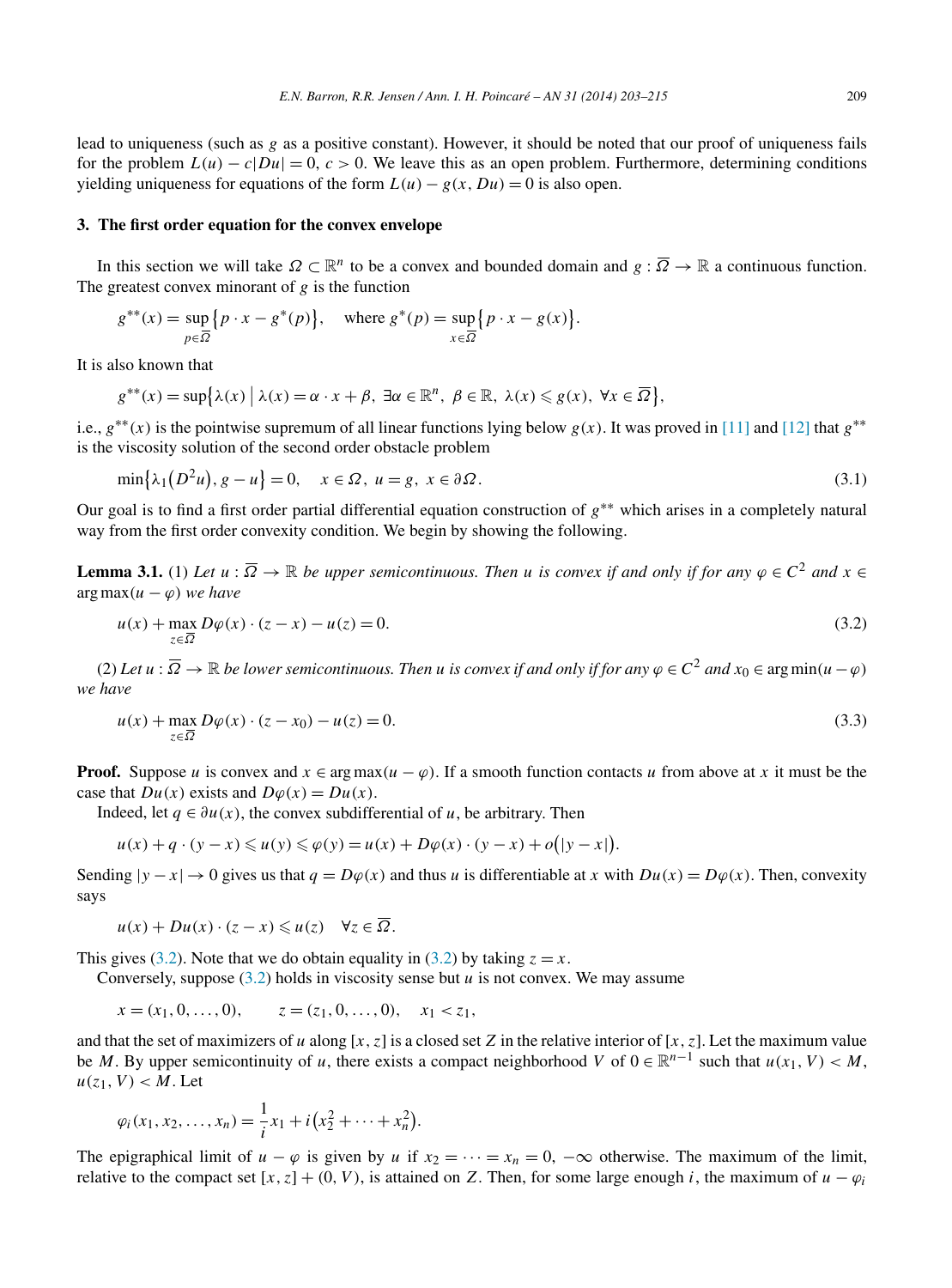lead to uniqueness (such as $g$ as a positive constant). However, it should be noted that our proof of uniqueness fails for the problem $L(u) - c|Du| = 0$, $c > 0$. We leave this as an open problem. Furthermore, determining conditions yielding uniqueness for equations of the form $L(u) - g(x, Du) = 0$ is also open.

### 3. The first order equation for the convex envelope

In this section we will take $\Omega \subset \mathbb{R}^n$ to be a convex and bounded domain and $g : \overline{\Omega} \to \mathbb{R}$ a continuous function. The greatest convex minorant of $g$ is the function

$$g^{**}(x) = \sup_{p \in \overline{\Omega}} \{p \cdot x - g^*(p)\}, \quad \text{where } g^*(p) = \sup_{x \in \overline{\Omega}} \{p \cdot x - g(x)\}.$$

It is also known that

$$g^{**}(x) = \sup\{\lambda(x) \mid \lambda(x) = \alpha \cdot x + \beta,\ \exists \alpha \in \mathbb{R}^n,\ \beta \in \mathbb{R},\ \lambda(x) \leqslant g(x),\ \forall x \in \overline{\Omega}\},$$

i.e., $g^{**}(x)$ is the pointwise supremum of all linear functions lying below $g(x)$. It was proved in [11] and [12] that $g^{**}$ is the viscosity solution of the second order obstacle problem

$$\min\{\lambda_1(D^2 u), g - u\} = 0, \quad x \in \Omega,\ u = g,\ x \in \partial\Omega. \tag{3.1}$$

Our goal is to find a first order partial differential equation construction of $g^{**}$ which arises in a completely natural way from the first order convexity condition. We begin by showing the following.

**Lemma 3.1.** (1) *Let $u : \overline{\Omega} \to \mathbb{R}$ be upper semicontinuous. Then $u$ is convex if and only if for any $\varphi \in C^2$ and $x \in \arg\max(u - \varphi)$ we have*

$$u(x) + \max_{z \in \overline{\Omega}} D\varphi(x) \cdot (z - x) - u(z) = 0. \tag{3.2}$$

(2) *Let $u : \overline{\Omega} \to \mathbb{R}$ be lower semicontinuous. Then $u$ is convex if and only if for any $\varphi \in C^2$ and $x_0 \in \arg\min(u - \varphi)$ we have*

$$u(x) + \max_{z \in \overline{\Omega}} D\varphi(x) \cdot (z - x_0) - u(z) = 0. \tag{3.3}$$

**Proof.** Suppose $u$ is convex and $x \in \arg\max(u - \varphi)$. If a smooth function contacts $u$ from above at $x$ it must be the case that $Du(x)$ exists and $D\varphi(x) = Du(x)$.

Indeed, let $q \in \partial u(x)$, the convex subdifferential of $u$, be arbitrary. Then

$$u(x) + q \cdot (y - x) \leqslant u(y) \leqslant \varphi(y) = u(x) + D\varphi(x) \cdot (y - x) + o(|y - x|).$$

Sending $|y - x| \to 0$ gives us that $q = D\varphi(x)$ and thus $u$ is differentiable at $x$ with $Du(x) = D\varphi(x)$. Then, convexity says

$$u(x) + Du(x) \cdot (z - x) \leqslant u(z) \quad \forall z \in \overline{\Omega}.$$

This gives (3.2). Note that we do obtain equality in (3.2) by taking $z = x$.

Conversely, suppose (3.2) holds in viscosity sense but $u$ is not convex. We may assume

$$x = (x_1, 0, \ldots, 0), \qquad z = (z_1, 0, \ldots, 0), \quad x_1 < z_1,$$

and that the set of maximizers of $u$ along $[x, z]$ is a closed set $Z$ in the relative interior of $[x, z]$. Let the maximum value be $M$. By upper semicontinuity of $u$, there exists a compact neighborhood $V$ of $0 \in \mathbb{R}^{n-1}$ such that $u(x_1, V) < M$, $u(z_1, V) < M$. Let

$$\varphi_i(x_1, x_2, \ldots, x_n) = \frac{1}{i} x_1 + i(x_2^2 + \cdots + x_n^2).$$

The epigraphical limit of $u - \varphi$ is given by $u$ if $x_2 = \cdots = x_n = 0$, $-\infty$ otherwise. The maximum of the limit, relative to the compact set $[x, z] + (0, V)$, is attained on $Z$. Then, for some large enough $i$, the maximum of $u - \varphi_i$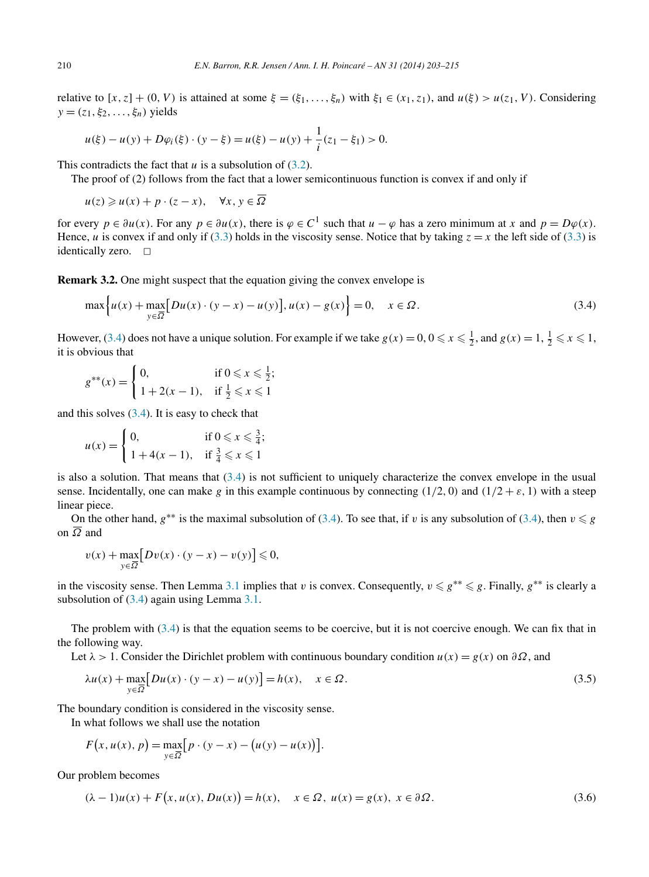relative to $[x,z]+(0,V)$ is attained at some $\xi=(\xi_1,\dots,\xi_n)$ with $\xi_1\in(x_1,z_1)$, and $u(\xi)>u(z_1,V)$. Considering $y=(z_1,\xi_2,\dots,\xi_n)$ yields

$$u(\xi)-u(y)+D\varphi_i(\xi)\cdot(y-\xi)=u(\xi)-u(y)+\frac{1}{i}(z_1-\xi_1)>0.$$

This contradicts the fact that $u$ is a subsolution of (3.2).

The proof of (2) follows from the fact that a lower semicontinuous function is convex if and only if

$$u(z)\geqslant u(x)+p\cdot(z-x),\quad \forall x,y\in\overline{\Omega}$$

for every $p\in\partial u(x)$. For any $p\in\partial u(x)$, there is $\varphi\in C^1$ such that $u-\varphi$ has a zero minimum at $x$ and $p=D\varphi(x)$. Hence, $u$ is convex if and only if (3.3) holds in the viscosity sense. Notice that by taking $z=x$ the left side of (3.3) is identically zero. $\square$

**Remark 3.2.** One might suspect that the equation giving the convex envelope is

$$\max\Big\{u(x)+\max_{y\in\overline{\Omega}}\big[Du(x)\cdot(y-x)-u(y)\big],u(x)-g(x)\Big\}=0,\quad x\in\Omega. \tag{3.4}$$

However, (3.4) does not have a unique solution. For example if we take $g(x)=0$, $0\leqslant x\leqslant\frac{1}{2}$, and $g(x)=1$, $\frac{1}{2}\leqslant x\leqslant 1$, it is obvious that

$$g^{**}(x)=\begin{cases}0, & \text{if } 0\leqslant x\leqslant\frac{1}{2};\\ 1+2(x-1), & \text{if } \frac{1}{2}\leqslant x\leqslant 1\end{cases}$$

and this solves (3.4). It is easy to check that

$$u(x)=\begin{cases}0, & \text{if } 0\leqslant x\leqslant\frac{3}{4};\\ 1+4(x-1), & \text{if } \frac{3}{4}\leqslant x\leqslant 1\end{cases}$$

is also a solution. That means that (3.4) is not sufficient to uniquely characterize the convex envelope in the usual sense. Incidentally, one can make $g$ in this example continuous by connecting $(1/2,0)$ and $(1/2+\varepsilon,1)$ with a steep linear piece.

On the other hand, $g^{**}$ is the maximal subsolution of (3.4). To see that, if $v$ is any subsolution of (3.4), then $v\leqslant g$ on $\overline{\Omega}$ and

$$v(x)+\max_{y\in\overline{\Omega}}\big[Dv(x)\cdot(y-x)-v(y)\big]\leqslant 0,$$

in the viscosity sense. Then Lemma 3.1 implies that $v$ is convex. Consequently, $v\leqslant g^{**}\leqslant g$. Finally, $g^{**}$ is clearly a subsolution of (3.4) again using Lemma 3.1.

The problem with (3.4) is that the equation seems to be coercive, but it is not coercive enough. We can fix that in the following way.

Let $\lambda>1$. Consider the Dirichlet problem with continuous boundary condition $u(x)=g(x)$ on $\partial\Omega$, and

$$\lambda u(x)+\max_{y\in\overline{\Omega}}\big[Du(x)\cdot(y-x)-u(y)\big]=h(x),\quad x\in\Omega. \tag{3.5}$$

The boundary condition is considered in the viscosity sense.

In what follows we shall use the notation

$$F\big(x,u(x),p\big)=\max_{y\in\overline{\Omega}}\big[p\cdot(y-x)-\big(u(y)-u(x)\big)\big].$$

Our problem becomes

$$(\lambda-1)u(x)+F\big(x,u(x),Du(x)\big)=h(x),\quad x\in\Omega,\ u(x)=g(x),\ x\in\partial\Omega. \tag{3.6}$$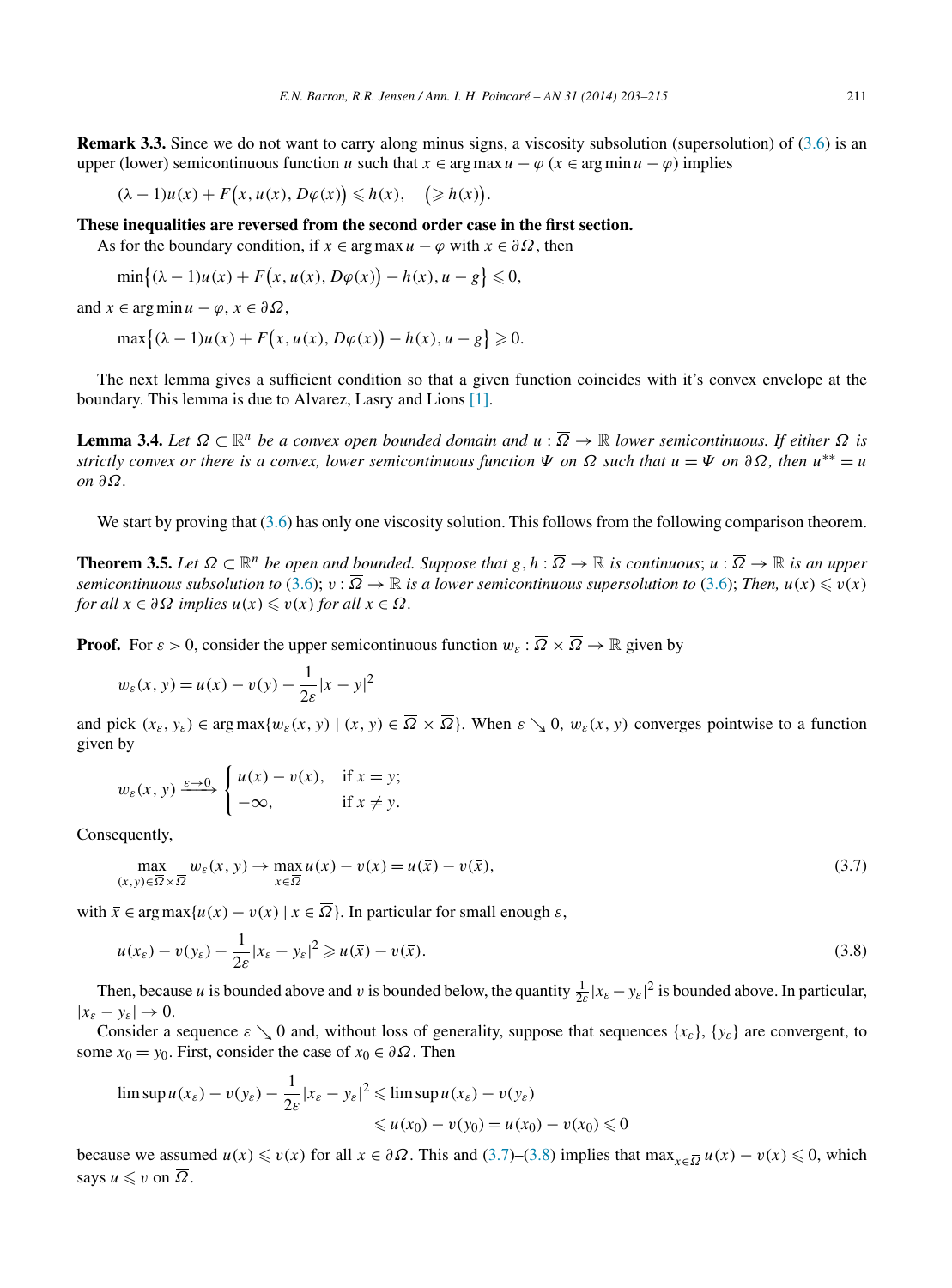**Remark 3.3.** Since we do not want to carry along minus signs, a viscosity subsolution (supersolution) of (3.6) is an upper (lower) semicontinuous function $u$ such that $x \in \arg\max u - \varphi$ ($x \in \arg\min u - \varphi$) implies

$$(\lambda - 1)u(x) + F\big(x, u(x), D\varphi(x)\big) \leqslant h(x), \quad \big(\geqslant h(x)\big).$$

**These inequalities are reversed from the second order case in the first section.**

As for the boundary condition, if $x \in \arg\max u - \varphi$ with $x \in \partial\Omega$, then

$$\min\big\{(\lambda - 1)u(x) + F\big(x, u(x), D\varphi(x)\big) - h(x), u - g\big\} \leqslant 0,$$

and $x \in \arg\min u - \varphi$, $x \in \partial\Omega$,

$$\max\big\{(\lambda - 1)u(x) + F\big(x, u(x), D\varphi(x)\big) - h(x), u - g\big\} \geqslant 0.$$

The next lemma gives a sufficient condition so that a given function coincides with it's convex envelope at the boundary. This lemma is due to Alvarez, Lasry and Lions [1].

**Lemma 3.4.** *Let $\Omega \subset \mathbb{R}^n$ be a convex open bounded domain and $u : \overline{\Omega} \to \mathbb{R}$ lower semicontinuous. If either $\Omega$ is strictly convex or there is a convex, lower semicontinuous function $\Psi$ on $\overline{\Omega}$ such that $u = \Psi$ on $\partial\Omega$, then $u^{**} = u$ on $\partial\Omega$.*

We start by proving that (3.6) has only one viscosity solution. This follows from the following comparison theorem.

**Theorem 3.5.** *Let $\Omega \subset \mathbb{R}^n$ be open and bounded. Suppose that $g, h : \overline{\Omega} \to \mathbb{R}$ is continuous; $u : \overline{\Omega} \to \mathbb{R}$ is an upper semicontinuous subsolution to (3.6); $v : \overline{\Omega} \to \mathbb{R}$ is a lower semicontinuous supersolution to (3.6); Then, $u(x) \leqslant v(x)$ for all $x \in \partial\Omega$ implies $u(x) \leqslant v(x)$ for all $x \in \Omega$.*

**Proof.** For $\varepsilon > 0$, consider the upper semicontinuous function $w_\varepsilon : \overline{\Omega} \times \overline{\Omega} \to \mathbb{R}$ given by

$$w_\varepsilon(x, y) = u(x) - v(y) - \frac{1}{2\varepsilon}|x - y|^2$$

and pick $(x_\varepsilon, y_\varepsilon) \in \arg\max\{w_\varepsilon(x, y) \mid (x, y) \in \overline{\Omega} \times \overline{\Omega}\}$. When $\varepsilon \searrow 0$, $w_\varepsilon(x, y)$ converges pointwise to a function given by

$$w_\varepsilon(x, y) \xrightarrow{\varepsilon \to 0} \begin{cases} u(x) - v(x), & \text{if } x = y; \\ -\infty, & \text{if } x \neq y. \end{cases}$$

Consequently,

$$\max_{(x,y)\in\overline{\Omega}\times\overline{\Omega}} w_\varepsilon(x, y) \to \max_{x\in\overline{\Omega}} u(x) - v(x) = u(\bar{x}) - v(\bar{x}), \tag{3.7}$$

with $\bar{x} \in \arg\max\{u(x) - v(x) \mid x \in \overline{\Omega}\}$. In particular for small enough $\varepsilon$,

$$u(x_\varepsilon) - v(y_\varepsilon) - \frac{1}{2\varepsilon}|x_\varepsilon - y_\varepsilon|^2 \geqslant u(\bar{x}) - v(\bar{x}). \tag{3.8}$$

Then, because $u$ is bounded above and $v$ is bounded below, the quantity $\frac{1}{2\varepsilon}|x_\varepsilon - y_\varepsilon|^2$ is bounded above. In particular, $|x_\varepsilon - y_\varepsilon| \to 0$.

Consider a sequence $\varepsilon \searrow 0$ and, without loss of generality, suppose that sequences $\{x_\varepsilon\}$, $\{y_\varepsilon\}$ are convergent, to some $x_0 = y_0$. First, consider the case of $x_0 \in \partial\Omega$. Then

$$\begin{aligned} \limsup u(x_\varepsilon) - v(y_\varepsilon) - \frac{1}{2\varepsilon}|x_\varepsilon - y_\varepsilon|^2 &\leqslant \limsup u(x_\varepsilon) - v(y_\varepsilon) \\ &\leqslant u(x_0) - v(y_0) = u(x_0) - v(x_0) \leqslant 0 \end{aligned}$$

because we assumed $u(x) \leqslant v(x)$ for all $x \in \partial\Omega$. This and (3.7)–(3.8) implies that $\max_{x\in\overline{\Omega}} u(x) - v(x) \leqslant 0$, which says $u \leqslant v$ on $\overline{\Omega}$.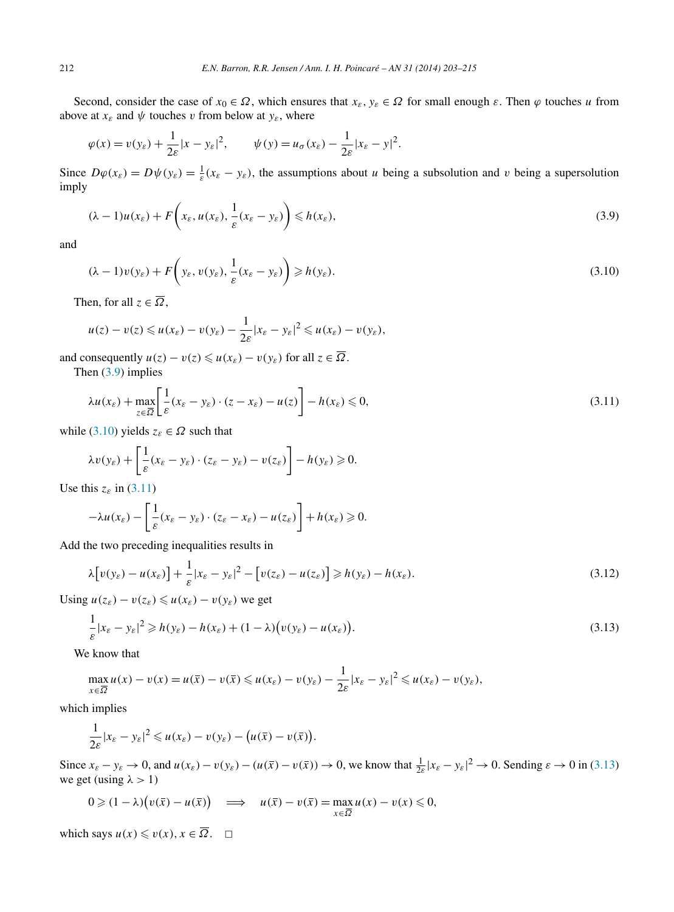Second, consider the case of $x_0 \in \Omega$, which ensures that $x_\varepsilon, y_\varepsilon \in \Omega$ for small enough $\varepsilon$. Then $\varphi$ touches $u$ from above at $x_\varepsilon$ and $\psi$ touches $v$ from below at $y_\varepsilon$, where

$$\varphi(x) = v(y_\varepsilon) + \frac{1}{2\varepsilon}|x - y_\varepsilon|^2, \qquad \psi(y) = u_\sigma(x_\varepsilon) - \frac{1}{2\varepsilon}|x_\varepsilon - y|^2.$$

Since $D\varphi(x_\varepsilon) = D\psi(y_\varepsilon) = \frac{1}{\varepsilon}(x_\varepsilon - y_\varepsilon)$, the assumptions about $u$ being a subsolution and $v$ being a supersolution imply

$$(\lambda - 1)u(x_\varepsilon) + F\left(x_\varepsilon, u(x_\varepsilon), \frac{1}{\varepsilon}(x_\varepsilon - y_\varepsilon)\right) \leqslant h(x_\varepsilon), \tag{3.9}$$

and

$$(\lambda - 1)v(y_\varepsilon) + F\left(y_\varepsilon, v(y_\varepsilon), \frac{1}{\varepsilon}(x_\varepsilon - y_\varepsilon)\right) \geqslant h(y_\varepsilon). \tag{3.10}$$

Then, for all $z \in \overline{\Omega}$,

$$u(z) - v(z) \leqslant u(x_\varepsilon) - v(y_\varepsilon) - \frac{1}{2\varepsilon}|x_\varepsilon - y_\varepsilon|^2 \leqslant u(x_\varepsilon) - v(y_\varepsilon),$$

and consequently $u(z) - v(z) \leqslant u(x_\varepsilon) - v(y_\varepsilon)$ for all $z \in \overline{\Omega}$.

Then (3.9) implies

$$\lambda u(x_\varepsilon) + \max_{z \in \overline{\Omega}} \left[\frac{1}{\varepsilon}(x_\varepsilon - y_\varepsilon) \cdot (z - x_\varepsilon) - u(z)\right] - h(x_\varepsilon) \leqslant 0, \tag{3.11}$$

while (3.10) yields $z_\varepsilon \in \Omega$ such that

$$\lambda v(y_\varepsilon) + \left[\frac{1}{\varepsilon}(x_\varepsilon - y_\varepsilon) \cdot (z_\varepsilon - y_\varepsilon) - v(z_\varepsilon)\right] - h(y_\varepsilon) \geqslant 0.$$

Use this $z_\varepsilon$ in (3.11)

$$-\lambda u(x_\varepsilon) - \left[\frac{1}{\varepsilon}(x_\varepsilon - y_\varepsilon) \cdot (z_\varepsilon - x_\varepsilon) - u(z_\varepsilon)\right] + h(x_\varepsilon) \geqslant 0.$$

Add the two preceding inequalities results in

$$\lambda\big[v(y_\varepsilon) - u(x_\varepsilon)\big] + \frac{1}{\varepsilon}|x_\varepsilon - y_\varepsilon|^2 - \big[v(z_\varepsilon) - u(z_\varepsilon)\big] \geqslant h(y_\varepsilon) - h(x_\varepsilon). \tag{3.12}$$

Using $u(z_\varepsilon) - v(z_\varepsilon) \leqslant u(x_\varepsilon) - v(y_\varepsilon)$ we get

$$\frac{1}{\varepsilon}|x_\varepsilon - y_\varepsilon|^2 \geqslant h(y_\varepsilon) - h(x_\varepsilon) + (1 - \lambda)\big(v(y_\varepsilon) - u(x_\varepsilon)\big). \tag{3.13}$$

We know that

$$\max_{x \in \overline{\Omega}} u(x) - v(x) = u(\bar{x}) - v(\bar{x}) \leqslant u(x_\varepsilon) - v(y_\varepsilon) - \frac{1}{2\varepsilon}|x_\varepsilon - y_\varepsilon|^2 \leqslant u(x_\varepsilon) - v(y_\varepsilon),$$

which implies

$$\frac{1}{2\varepsilon}|x_\varepsilon - y_\varepsilon|^2 \leqslant u(x_\varepsilon) - v(y_\varepsilon) - \big(u(\bar{x}) - v(\bar{x})\big).$$

Since $x_\varepsilon - y_\varepsilon \to 0$, and $u(x_\varepsilon) - v(y_\varepsilon) - (u(\bar{x}) - v(\bar{x})) \to 0$, we know that $\frac{1}{2\varepsilon}|x_\varepsilon - y_\varepsilon|^2 \to 0$. Sending $\varepsilon \to 0$ in (3.13) we get (using $\lambda > 1$)

$$0 \geqslant (1 - \lambda)\big(v(\bar{x}) - u(\bar{x})\big) \quad \Longrightarrow \quad u(\bar{x}) - v(\bar{x}) = \max_{x \in \overline{\Omega}} u(x) - v(x) \leqslant 0,$$

which says $u(x) \leqslant v(x)$, $x \in \overline{\Omega}$. $\square$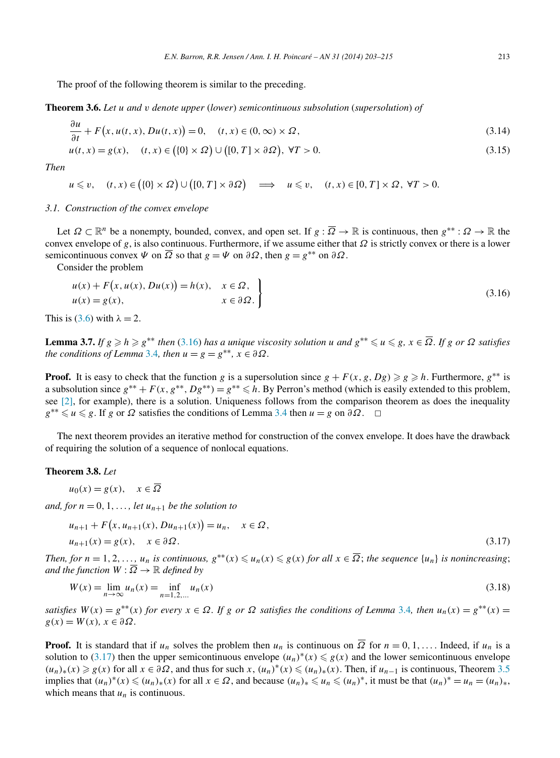The proof of the following theorem is similar to the preceding.

**Theorem 3.6.** *Let $u$ and $v$ denote upper* (*lower*) *semicontinuous subsolution* (*supersolution*) *of*

$$\frac{\partial u}{\partial t} + F\big(x, u(t,x), Du(t,x)\big) = 0, \quad (t,x) \in (0,\infty) \times \Omega, \tag{3.14}$$

$$u(t,x) = g(x), \quad (t,x) \in \big(\{0\} \times \Omega\big) \cup \big([0,T] \times \partial\Omega\big), \ \forall T > 0. \tag{3.15}$$

*Then*

$$u \leqslant v, \quad (t,x) \in \big(\{0\} \times \Omega\big) \cup \big([0,T] \times \partial\Omega\big) \quad \Longrightarrow \quad u \leqslant v, \quad (t,x) \in [0,T] \times \Omega, \ \forall T > 0.$$

### 3.1. Construction of the convex envelope

Let $\Omega \subset \mathbb{R}^n$ be a nonempty, bounded, convex, and open set. If $g : \overline{\Omega} \to \mathbb{R}$ is continuous, then $g^{**} : \Omega \to \mathbb{R}$ the convex envelope of $g$, is also continuous. Furthermore, if we assume either that $\Omega$ is strictly convex or there is a lower semicontinuous convex $\Psi$ on $\overline{\Omega}$ so that $g = \Psi$ on $\partial\Omega$, then $g = g^{**}$ on $\partial\Omega$.

Consider the problem

$$\left.\begin{aligned} &u(x) + F\big(x, u(x), Du(x)\big) = h(x), \quad && x \in \Omega, \\ &u(x) = g(x), && x \in \partial\Omega. \end{aligned}\right\} \tag{3.16}$$

This is (3.6) with $\lambda = 2$.

**Lemma 3.7.** *If $g \geqslant h \geqslant g^{**}$ then* (3.16) *has a unique viscosity solution $u$ and $g^{**} \leqslant u \leqslant g$, $x \in \overline{\Omega}$. If $g$ or $\Omega$ satisfies the conditions of Lemma 3.4, then $u = g = g^{**}$, $x \in \partial\Omega$.*

**Proof.** It is easy to check that the function $g$ is a supersolution since $g + F(x, g, Dg) \geqslant g \geqslant h$. Furthermore, $g^{**}$ is a subsolution since $g^{**} + F(x, g^{**}, Dg^{**}) = g^{**} \leqslant h$. By Perron's method (which is easily extended to this problem, see [2], for example), there is a solution. Uniqueness follows from the comparison theorem as does the inequality $g^{**} \leqslant u \leqslant g$. If $g$ or $\Omega$ satisfies the conditions of Lemma 3.4 then $u = g$ on $\partial\Omega$. □

The next theorem provides an iterative method for construction of the convex envelope. It does have the drawback of requiring the solution of a sequence of nonlocal equations.

**Theorem 3.8.** *Let*

$$u_0(x) = g(x), \quad x \in \overline{\Omega}$$

*and, for $n = 0, 1, \ldots,$ let $u_{n+1}$ be the solution to*

$$\begin{aligned} &u_{n+1} + F\big(x, u_{n+1}(x), Du_{n+1}(x)\big) = u_n, \quad x \in \Omega, \\ &u_{n+1}(x) = g(x), \quad x \in \partial\Omega. \end{aligned} \tag{3.17}$$

*Then, for $n = 1, 2, \ldots,$ $u_n$ is continuous, $g^{**}(x) \leqslant u_n(x) \leqslant g(x)$ for all $x \in \overline{\Omega}$; the sequence $\{u_n\}$ is nonincreasing; and the function $W : \overline{\Omega} \to \mathbb{R}$ defined by*

$$W(x) = \lim_{n\to\infty} u_n(x) = \inf_{n=1,2,\ldots} u_n(x) \tag{3.18}$$

*satisfies $W(x) = g^{**}(x)$ for every $x \in \Omega$. If $g$ or $\Omega$ satisfies the conditions of Lemma 3.4, then $u_n(x) = g^{**}(x) = g(x) = W(x)$, $x \in \partial\Omega$.*

**Proof.** It is standard that if $u_n$ solves the problem then $u_n$ is continuous on $\overline{\Omega}$ for $n = 0, 1, \ldots$. Indeed, if $u_n$ is a solution to (3.17) then the upper semicontinuous envelope $(u_n)^*(x) \leqslant g(x)$ and the lower semicontinuous envelope $(u_n)_*(x) \geqslant g(x)$ for all $x \in \partial\Omega$, and thus for such $x$, $(u_n)^*(x) \leqslant (u_n)_*(x)$. Then, if $u_{n-1}$ is continuous, Theorem 3.5 implies that $(u_n)^*(x) \leqslant (u_n)_*(x)$ for all $x \in \Omega$, and because $(u_n)_* \leqslant u_n \leqslant (u_n)^*$, it must be that $(u_n)^* = u_n = (u_n)_*$, which means that $u_n$ is continuous.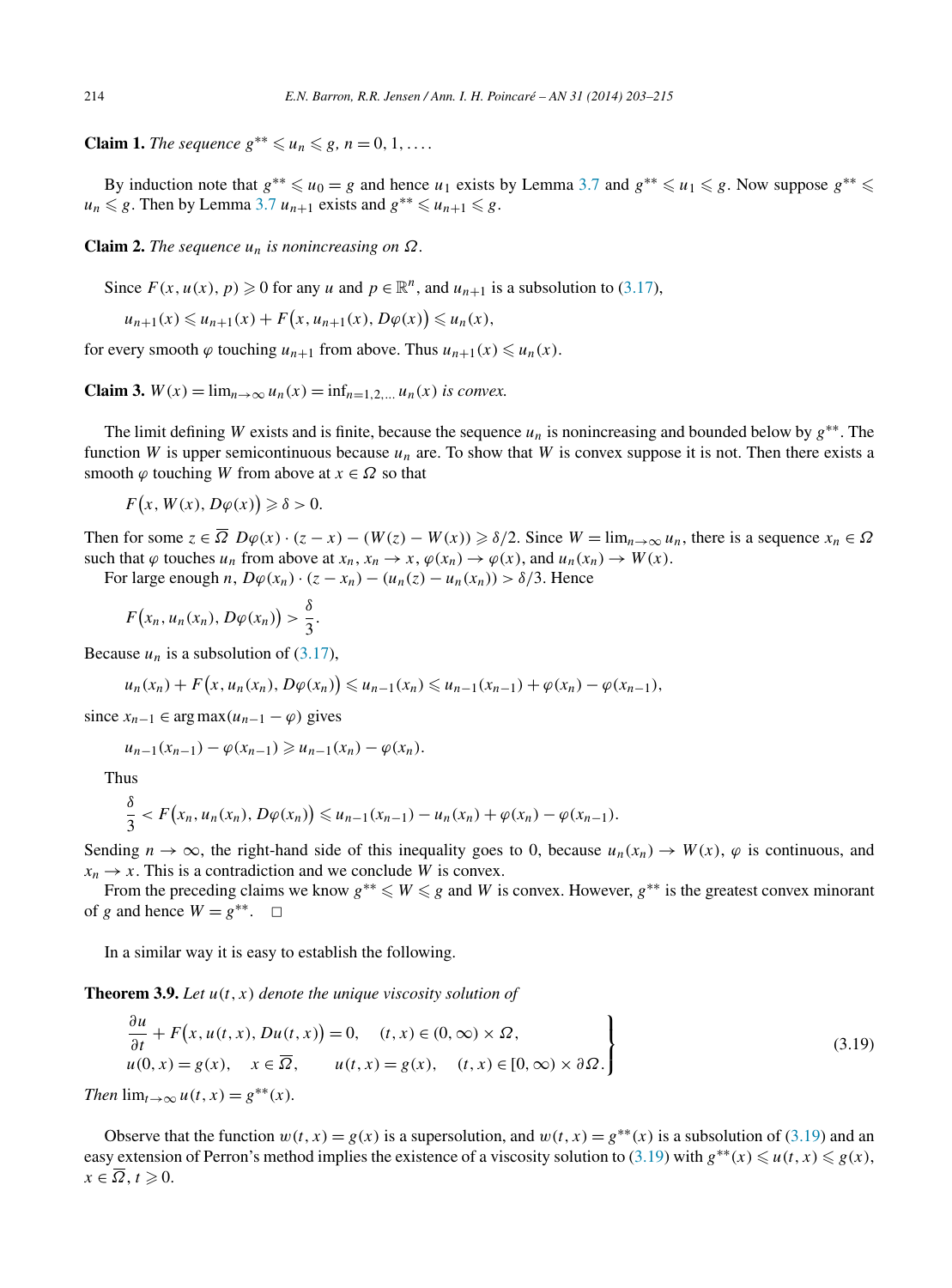**Claim 1.** *The sequence* $g^{**} \leqslant u_n \leqslant g$, $n = 0, 1, \ldots.$

By induction note that $g^{**} \leqslant u_0 = g$ and hence $u_1$ exists by Lemma 3.7 and $g^{**} \leqslant u_1 \leqslant g$. Now suppose $g^{**} \leqslant u_n \leqslant g$. Then by Lemma 3.7 $u_{n+1}$ exists and $g^{**} \leqslant u_{n+1} \leqslant g$.

**Claim 2.** *The sequence* $u_n$ *is nonincreasing on* $\Omega$.

Since $F(x, u(x), p) \geqslant 0$ for any $u$ and $p \in \mathbb{R}^n$, and $u_{n+1}$ is a subsolution to (3.17),

$$u_{n+1}(x) \leqslant u_{n+1}(x) + F\big(x, u_{n+1}(x), D\varphi(x)\big) \leqslant u_n(x),$$

for every smooth $\varphi$ touching $u_{n+1}$ from above. Thus $u_{n+1}(x) \leqslant u_n(x)$.

**Claim 3.** $W(x) = \lim_{n\to\infty} u_n(x) = \inf_{n=1,2,\ldots} u_n(x)$ *is convex.*

The limit defining $W$ exists and is finite, because the sequence $u_n$ is nonincreasing and bounded below by $g^{**}$. The function $W$ is upper semicontinuous because $u_n$ are. To show that $W$ is convex suppose it is not. Then there exists a smooth $\varphi$ touching $W$ from above at $x \in \Omega$ so that

$$F\big(x, W(x), D\varphi(x)\big) \geqslant \delta > 0.$$

Then for some $z \in \overline{\Omega}$ $D\varphi(x) \cdot (z - x) - (W(z) - W(x)) \geqslant \delta/2$. Since $W = \lim_{n\to\infty} u_n$, there is a sequence $x_n \in \Omega$ such that $\varphi$ touches $u_n$ from above at $x_n$, $x_n \to x$, $\varphi(x_n) \to \varphi(x)$, and $u_n(x_n) \to W(x)$.

For large enough $n$, $D\varphi(x_n) \cdot (z - x_n) - (u_n(z) - u_n(x_n)) > \delta/3$. Hence

$$F\big(x_n, u_n(x_n), D\varphi(x_n)\big) > \frac{\delta}{3}.$$

Because $u_n$ is a subsolution of (3.17),

$$u_n(x_n) + F\big(x, u_n(x_n), D\varphi(x_n)\big) \leqslant u_{n-1}(x_n) \leqslant u_{n-1}(x_{n-1}) + \varphi(x_n) - \varphi(x_{n-1}),$$

since $x_{n-1} \in \arg\max(u_{n-1} - \varphi)$ gives

$$u_{n-1}(x_{n-1}) - \varphi(x_{n-1}) \geqslant u_{n-1}(x_n) - \varphi(x_n).$$

Thus

$$\frac{\delta}{3} < F\big(x_n, u_n(x_n), D\varphi(x_n)\big) \leqslant u_{n-1}(x_{n-1}) - u_n(x_n) + \varphi(x_n) - \varphi(x_{n-1}).$$

Sending $n \to \infty$, the right-hand side of this inequality goes to 0, because $u_n(x_n) \to W(x)$, $\varphi$ is continuous, and $x_n \to x$. This is a contradiction and we conclude $W$ is convex.

From the preceding claims we know $g^{**} \leqslant W \leqslant g$ and $W$ is convex. However, $g^{**}$ is the greatest convex minorant of $g$ and hence $W = g^{**}$. □

In a similar way it is easy to establish the following.

**Theorem 3.9.** *Let* $u(t, x)$ *denote the unique viscosity solution of*

$$\left.\begin{aligned} &\frac{\partial u}{\partial t} + F\big(x, u(t,x), Du(t,x)\big) = 0, \quad (t,x) \in (0,\infty) \times \Omega, \\ &u(0,x) = g(x), \quad x \in \overline{\Omega}, \qquad u(t,x) = g(x), \quad (t,x) \in [0,\infty) \times \partial\Omega. \end{aligned}\right\} \tag{3.19}$$

*Then* $\lim_{t\to\infty} u(t,x) = g^{**}(x)$.

Observe that the function $w(t,x) = g(x)$ is a supersolution, and $w(t,x) = g^{**}(x)$ is a subsolution of (3.19) and an easy extension of Perron's method implies the existence of a viscosity solution to (3.19) with $g^{**}(x) \leqslant u(t,x) \leqslant g(x)$, $x \in \overline{\Omega}$, $t \geqslant 0$.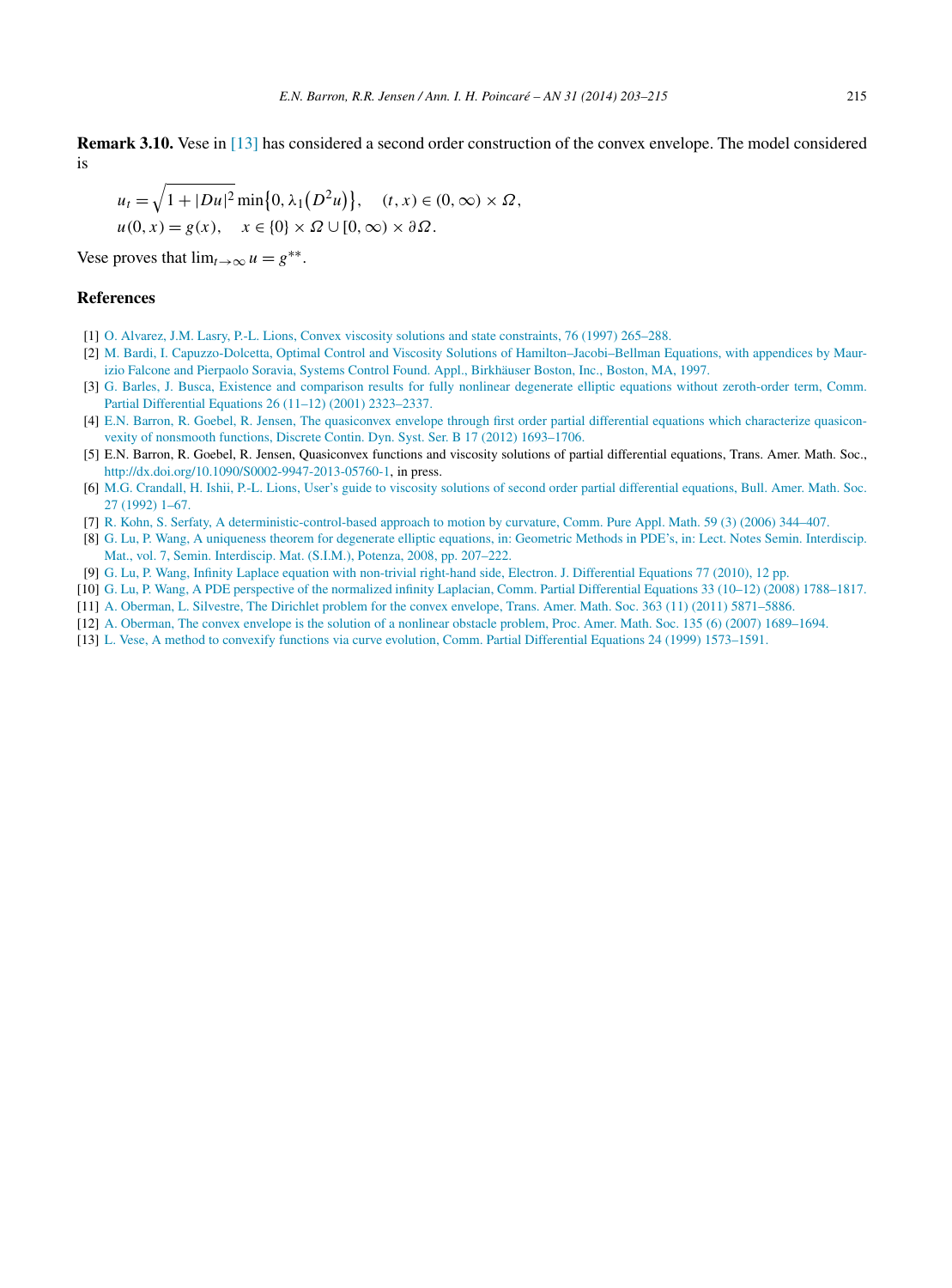**Remark 3.10.** Vese in [13] has considered a second order construction of the convex envelope. The model considered is

$$
\begin{aligned}
&u_t = \sqrt{1+|Du|^2}\,\min\{0, \lambda_1(D^2u)\}, \quad (t,x) \in (0,\infty) \times \Omega,\\
&u(0,x) = g(x), \quad x \in \{0\} \times \Omega \cup [0,\infty) \times \partial\Omega.
\end{aligned}
$$

Vese proves that $\lim_{t\to\infty} u = g^{**}$.

## References

[1] O. Alvarez, J.M. Lasry, P.-L. Lions, Convex viscosity solutions and state constraints, 76 (1997) 265–288.

[2] M. Bardi, I. Capuzzo-Dolcetta, Optimal Control and Viscosity Solutions of Hamilton–Jacobi–Bellman Equations, with appendices by Maurizio Falcone and Pierpaolo Soravia, Systems Control Found. Appl., Birkhäuser Boston, Inc., Boston, MA, 1997.

[3] G. Barles, J. Busca, Existence and comparison results for fully nonlinear degenerate elliptic equations without zeroth-order term, Comm. Partial Differential Equations 26 (11–12) (2001) 2323–2337.

[4] E.N. Barron, R. Goebel, R. Jensen, The quasiconvex envelope through first order partial differential equations which characterize quasiconvexity of nonsmooth functions, Discrete Contin. Dyn. Syst. Ser. B 17 (2012) 1693–1706.

[5] E.N. Barron, R. Goebel, R. Jensen, Quasiconvex functions and viscosity solutions of partial differential equations, Trans. Amer. Math. Soc., http://dx.doi.org/10.1090/S0002-9947-2013-05760-1, in press.

[6] M.G. Crandall, H. Ishii, P.-L. Lions, User's guide to viscosity solutions of second order partial differential equations, Bull. Amer. Math. Soc. 27 (1992) 1–67.

[7] R. Kohn, S. Serfaty, A deterministic-control-based approach to motion by curvature, Comm. Pure Appl. Math. 59 (3) (2006) 344–407.

[8] G. Lu, P. Wang, A uniqueness theorem for degenerate elliptic equations, in: Geometric Methods in PDE's, in: Lect. Notes Semin. Interdiscip. Mat., vol. 7, Semin. Interdiscip. Mat. (S.I.M.), Potenza, 2008, pp. 207–222.

[9] G. Lu, P. Wang, Infinity Laplace equation with non-trivial right-hand side, Electron. J. Differential Equations 77 (2010), 12 pp.

[10] G. Lu, P. Wang, A PDE perspective of the normalized infinity Laplacian, Comm. Partial Differential Equations 33 (10–12) (2008) 1788–1817.

[11] A. Oberman, L. Silvestre, The Dirichlet problem for the convex envelope, Trans. Amer. Math. Soc. 363 (11) (2011) 5871–5886.

[12] A. Oberman, The convex envelope is the solution of a nonlinear obstacle problem, Proc. Amer. Math. Soc. 135 (6) (2007) 1689–1694.

[13] L. Vese, A method to convexify functions via curve evolution, Comm. Partial Differential Equations 24 (1999) 1573–1591.